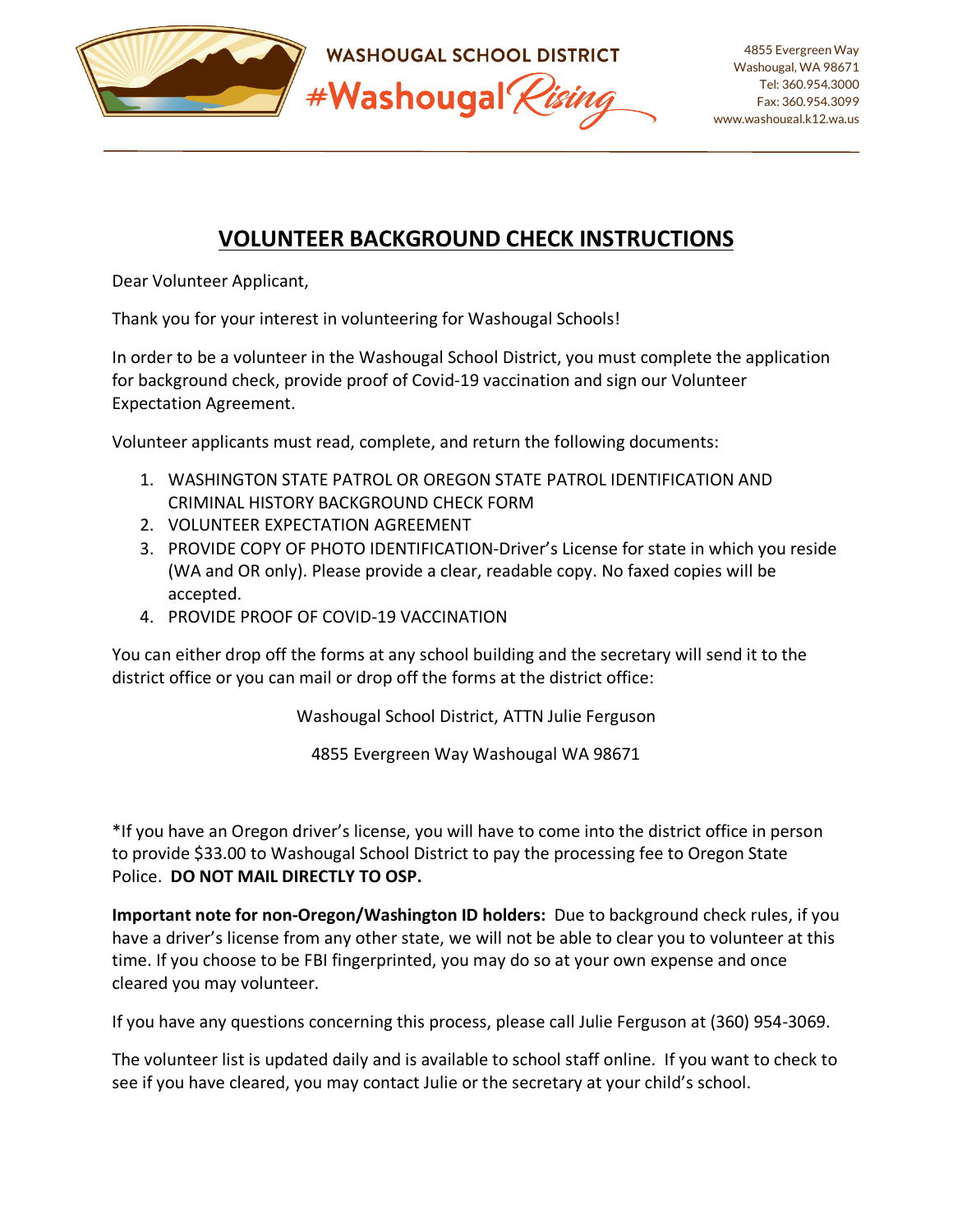WASHOUGAL SCHOOL DISTRICT

#Washougal*Rising*

4855 Evergreen Way
Washougal, WA 98671
Tel: 360.954.3000
Fax: 360.954.3099
www.washougal.k12.wa.us

# VOLUNTEER BACKGROUND CHECK INSTRUCTIONS

Dear Volunteer Applicant,

Thank you for your interest in volunteering for Washougal Schools!

In order to be a volunteer in the Washougal School District, you must complete the application for background check, provide proof of Covid-19 vaccination and sign our Volunteer Expectation Agreement.

Volunteer applicants must read, complete, and return the following documents:

1. WASHINGTON STATE PATROL OR OREGON STATE PATROL IDENTIFICATION AND CRIMINAL HISTORY BACKGROUND CHECK FORM
2. VOLUNTEER EXPECTATION AGREEMENT
3. PROVIDE COPY OF PHOTO IDENTIFICATION-Driver's License for state in which you reside (WA and OR only). Please provide a clear, readable copy. No faxed copies will be accepted.
4. PROVIDE PROOF OF COVID-19 VACCINATION

You can either drop off the forms at any school building and the secretary will send it to the district office or you can mail or drop off the forms at the district office:

Washougal School District, ATTN Julie Ferguson

4855 Evergreen Way Washougal WA 98671

*If you have an Oregon driver's license, you will have to come into the district office in person to provide $33.00 to Washougal School District to pay the processing fee to Oregon State Police. **DO NOT MAIL DIRECTLY TO OSP.**

**Important note for non-Oregon/Washington ID holders:** Due to background check rules, if you have a driver's license from any other state, we will not be able to clear you to volunteer at this time. If you choose to be FBI fingerprinted, you may do so at your own expense and once cleared you may volunteer.

If you have any questions concerning this process, please call Julie Ferguson at (360) 954-3069.

The volunteer list is updated daily and is available to school staff online. If you want to check to see if you have cleared, you may contact Julie or the secretary at your child's school.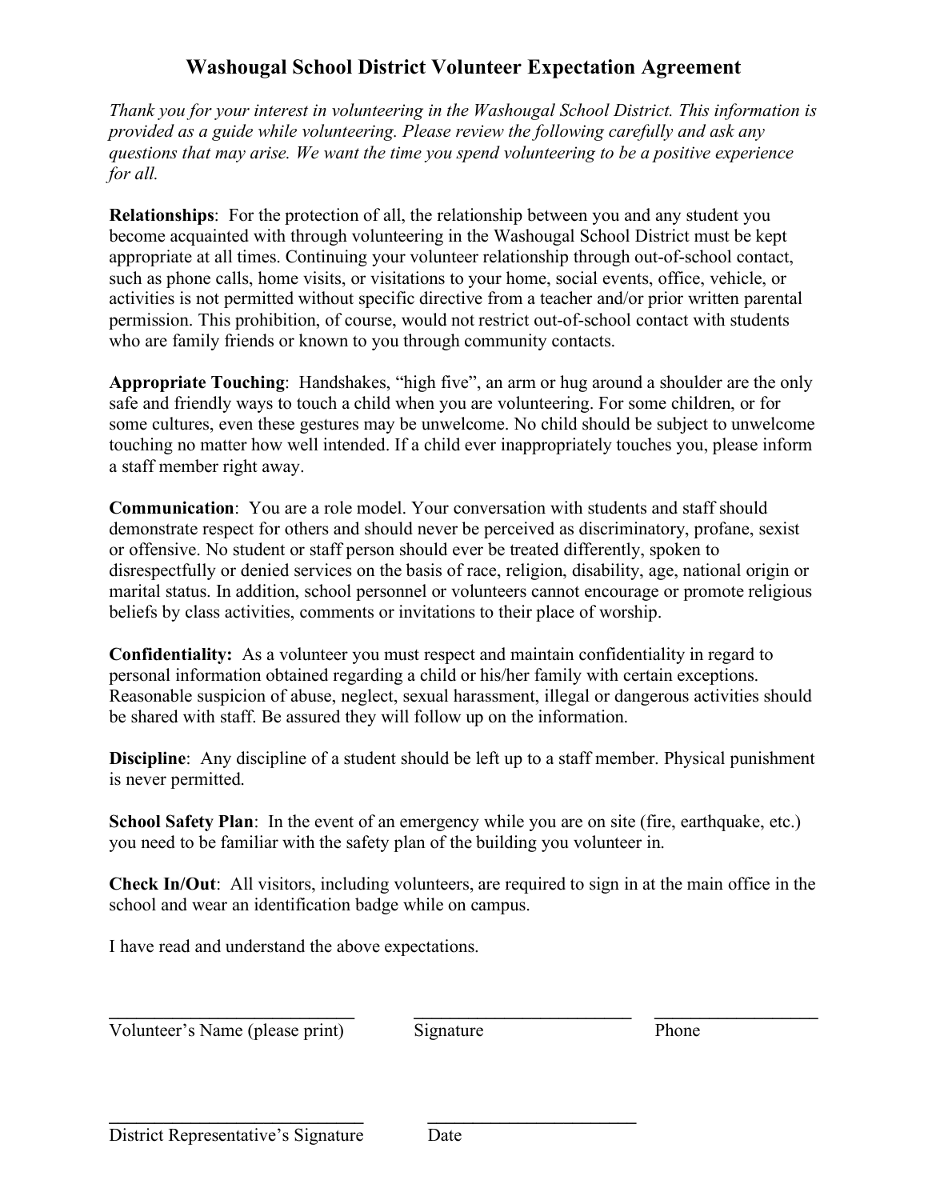# Washougal School District Volunteer Expectation Agreement

*Thank you for your interest in volunteering in the Washougal School District. This information is provided as a guide while volunteering. Please review the following carefully and ask any questions that may arise. We want the time you spend volunteering to be a positive experience for all.*

**Relationships**: For the protection of all, the relationship between you and any student you become acquainted with through volunteering in the Washougal School District must be kept appropriate at all times. Continuing your volunteer relationship through out-of-school contact, such as phone calls, home visits, or visitations to your home, social events, office, vehicle, or activities is not permitted without specific directive from a teacher and/or prior written parental permission. This prohibition, of course, would not restrict out-of-school contact with students who are family friends or known to you through community contacts.

**Appropriate Touching**: Handshakes, "high five", an arm or hug around a shoulder are the only safe and friendly ways to touch a child when you are volunteering. For some children, or for some cultures, even these gestures may be unwelcome. No child should be subject to unwelcome touching no matter how well intended. If a child ever inappropriately touches you, please inform a staff member right away.

**Communication**: You are a role model. Your conversation with students and staff should demonstrate respect for others and should never be perceived as discriminatory, profane, sexist or offensive. No student or staff person should ever be treated differently, spoken to disrespectfully or denied services on the basis of race, religion, disability, age, national origin or marital status. In addition, school personnel or volunteers cannot encourage or promote religious beliefs by class activities, comments or invitations to their place of worship.

**Confidentiality:** As a volunteer you must respect and maintain confidentiality in regard to personal information obtained regarding a child or his/her family with certain exceptions. Reasonable suspicion of abuse, neglect, sexual harassment, illegal or dangerous activities should be shared with staff. Be assured they will follow up on the information.

**Discipline**: Any discipline of a student should be left up to a staff member. Physical punishment is never permitted.

**School Safety Plan**: In the event of an emergency while you are on site (fire, earthquake, etc.) you need to be familiar with the safety plan of the building you volunteer in.

**Check In/Out**: All visitors, including volunteers, are required to sign in at the main office in the school and wear an identification badge while on campus.

I have read and understand the above expectations.

____________________________ ________________________ __________________

Volunteer's Name (please print) Signature Phone

____________________________ ________________________

District Representative's Signature Date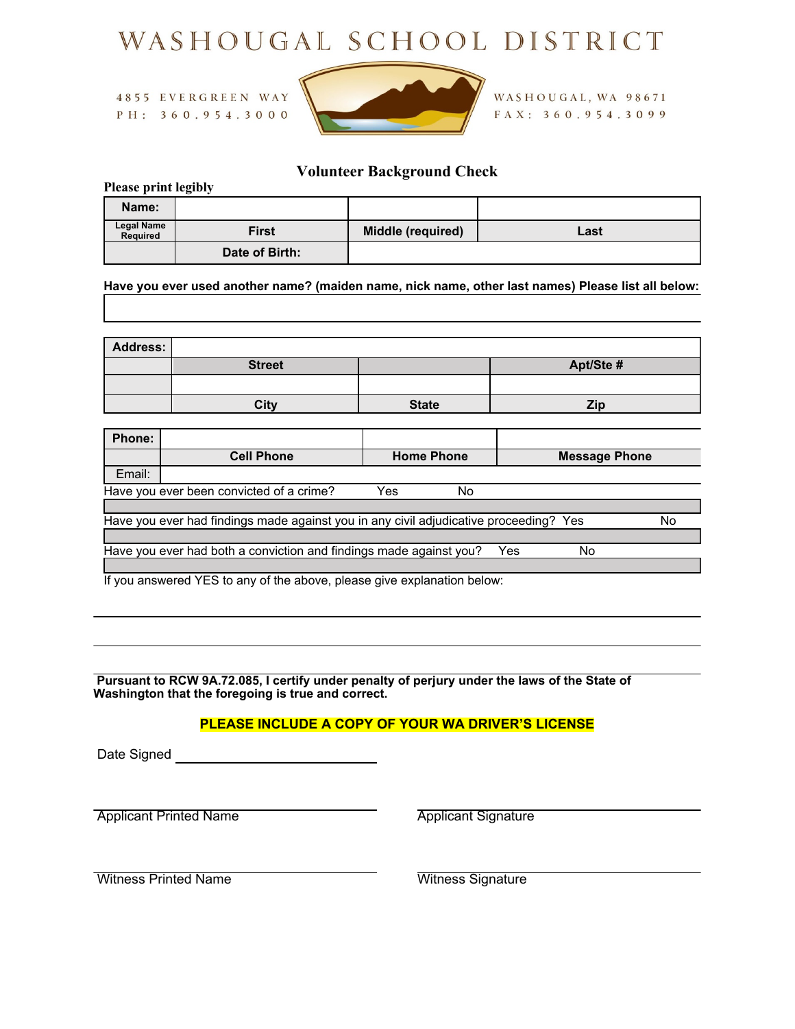# WASHOUGAL SCHOOL DISTRICT

4855 EVERGREEN WAY
PH: 360.954.3000

WASHOUGAL, WA 98671
FAX: 360.954.3099

## Volunteer Background Check

**Please print legibly**

| **Name:** | | | |
|---|---|---|---|
| **Legal Name Required** | **First** | **Middle (required)** | **Last** |
| | **Date of Birth:** | | |

**Have you ever used another name? (maiden name, nick name, other last names) Please list all below:**

| **Address:** | | | |
|---|---|---|---|
| | **Street** | | **Apt/Ste #** |
| | | | |
| | **City** | **State** | **Zip** |

| **Phone:** | | | |
|---|---|---|---|
| | **Cell Phone** | **Home Phone** | **Message Phone** |
| Email: | | | |

Have you ever been convicted of a crime? Yes No

Have you ever had findings made against you in any civil adjudicative proceeding? Yes No

Have you ever had both a conviction and findings made against you? Yes No

If you answered YES to any of the above, please give explanation below:

**Pursuant to RCW 9A.72.085, I certify under penalty of perjury under the laws of the State of Washington that the foregoing is true and correct.**

**PLEASE INCLUDE A COPY OF YOUR WA DRIVER'S LICENSE**

Date Signed ______________________

Applicant Printed Name ______________________ Applicant Signature ______________________

Witness Printed Name ______________________ Witness Signature ______________________